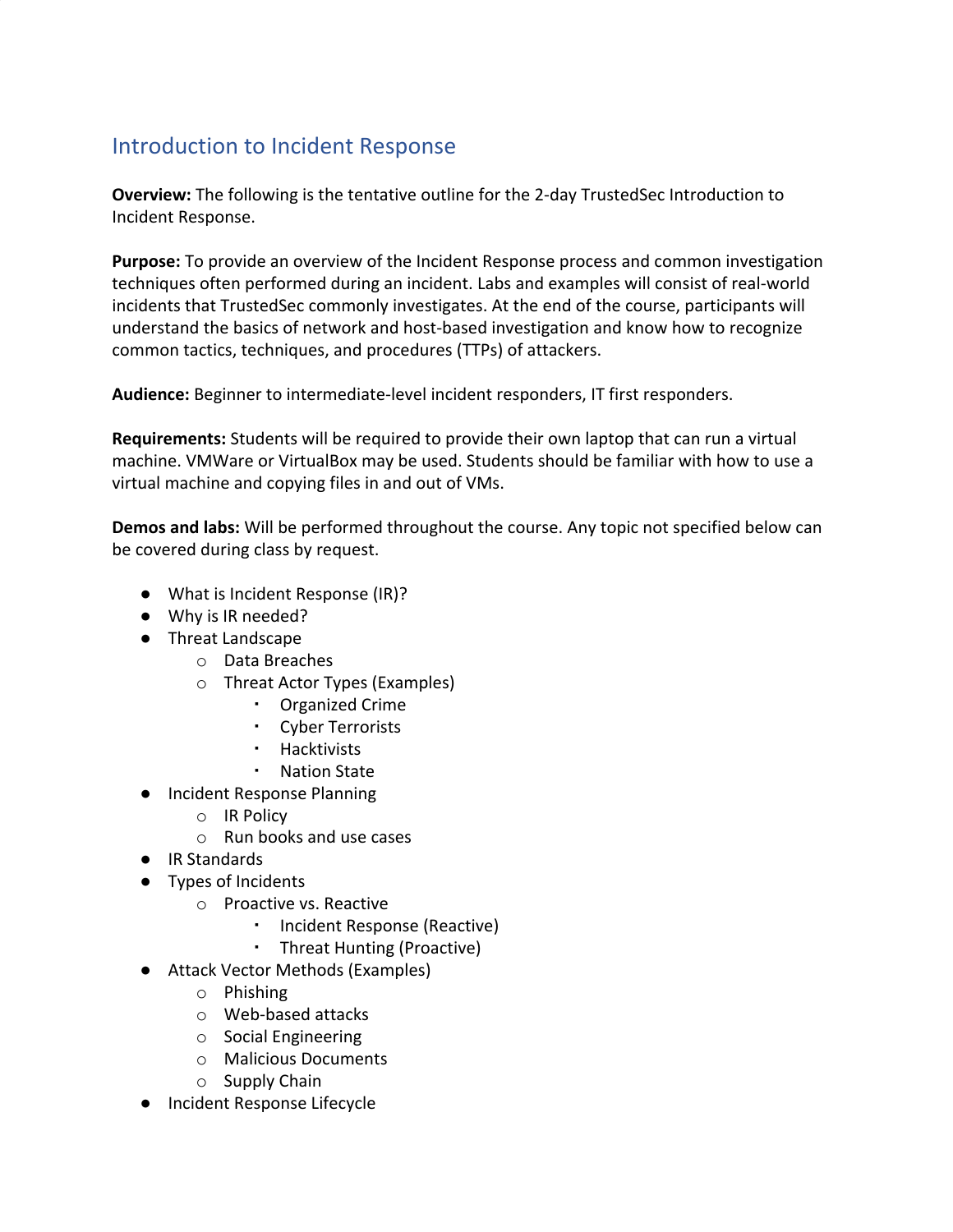## Introduction to Incident Response

**Overview:** The following is the tentative outline for the 2-day TrustedSec Introduction to Incident Response.

**Purpose:** To provide an overview of the Incident Response process and common investigation techniques often performed during an incident. Labs and examples will consist of real-world incidents that TrustedSec commonly investigates. At the end of the course, participants will understand the basics of network and host-based investigation and know how to recognize common tactics, techniques, and procedures (TTPs) of attackers.

**Audience:** Beginner to intermediate-level incident responders, IT first responders.

**Requirements:** Students will be required to provide their own laptop that can run a virtual machine. VMWare or VirtualBox may be used. Students should be familiar with how to use a virtual machine and copying files in and out of VMs.

**Demos and labs:** Will be performed throughout the course. Any topic not specified below can be covered during class by request.

- What is Incident Response (IR)?
- Why is IR needed?
- Threat Landscape
    - Data Breaches
    - Threat Actor Types (Examples)
        - Organized Crime
        - Cyber Terrorists
        - Hacktivists
        - Nation State
- Incident Response Planning
    - IR Policy
    - Run books and use cases
- IR Standards
- Types of Incidents
    - Proactive vs. Reactive
        - Incident Response (Reactive)
        - Threat Hunting (Proactive)
- Attack Vector Methods (Examples)
    - Phishing
    - Web-based attacks
    - Social Engineering
    - Malicious Documents
    - Supply Chain
- Incident Response Lifecycle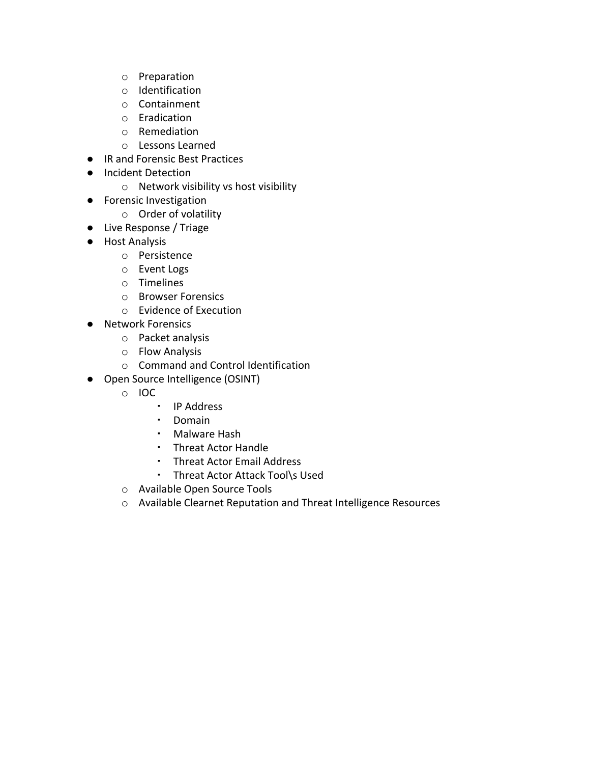- Preparation
  - Identification
  - Containment
  - Eradication
  - Remediation
  - Lessons Learned
- IR and Forensic Best Practices
- Incident Detection
  - Network visibility vs host visibility
- Forensic Investigation
  - Order of volatility
- Live Response / Triage
- Host Analysis
  - Persistence
  - Event Logs
  - Timelines
  - Browser Forensics
  - Evidence of Execution
- Network Forensics
  - Packet analysis
  - Flow Analysis
  - Command and Control Identification
- Open Source Intelligence (OSINT)
  - IOC
    - IP Address
    - Domain
    - Malware Hash
    - Threat Actor Handle
    - Threat Actor Email Address
    - Threat Actor Attack Tool\s Used
  - Available Open Source Tools
  - Available Clearnet Reputation and Threat Intelligence Resources